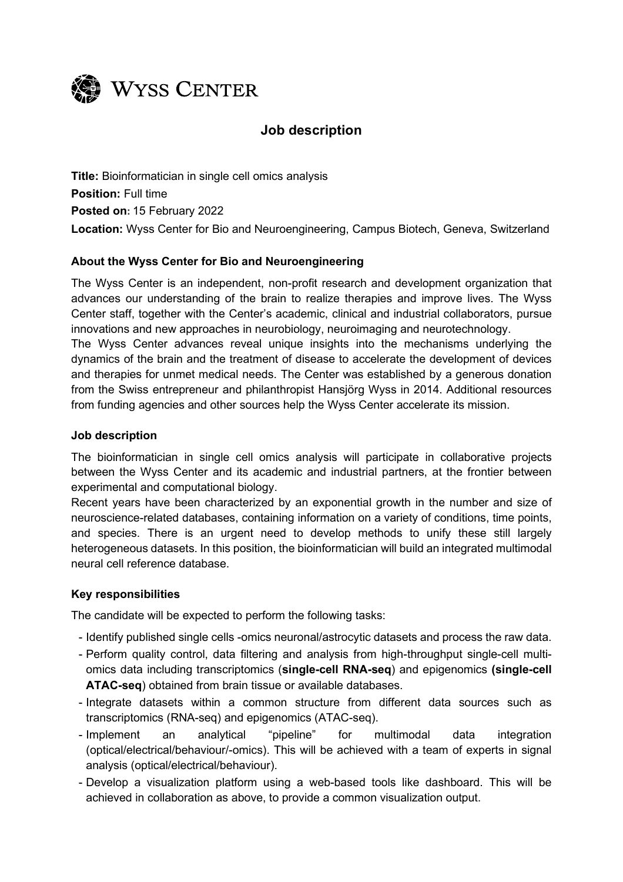WYSS CENTER

# Job description

**Title:** Bioinformatician in single cell omics analysis

**Position:** Full time

**Posted on:** 15 February 2022

**Location:** Wyss Center for Bio and Neuroengineering, Campus Biotech, Geneva, Switzerland

### About the Wyss Center for Bio and Neuroengineering

The Wyss Center is an independent, non-profit research and development organization that advances our understanding of the brain to realize therapies and improve lives. The Wyss Center staff, together with the Center's academic, clinical and industrial collaborators, pursue innovations and new approaches in neurobiology, neuroimaging and neurotechnology.

The Wyss Center advances reveal unique insights into the mechanisms underlying the dynamics of the brain and the treatment of disease to accelerate the development of devices and therapies for unmet medical needs. The Center was established by a generous donation from the Swiss entrepreneur and philanthropist Hansjörg Wyss in 2014. Additional resources from funding agencies and other sources help the Wyss Center accelerate its mission.

### Job description

The bioinformatician in single cell omics analysis will participate in collaborative projects between the Wyss Center and its academic and industrial partners, at the frontier between experimental and computational biology.

Recent years have been characterized by an exponential growth in the number and size of neuroscience-related databases, containing information on a variety of conditions, time points, and species. There is an urgent need to develop methods to unify these still largely heterogeneous datasets. In this position, the bioinformatician will build an integrated multimodal neural cell reference database.

### Key responsibilities

The candidate will be expected to perform the following tasks:

- Identify published single cells -omics neuronal/astrocytic datasets and process the raw data.
- Perform quality control, data filtering and analysis from high-throughput single-cell multi-omics data including transcriptomics (**single-cell RNA-seq**) and epigenomics **(single-cell ATAC-seq**) obtained from brain tissue or available databases.
- Integrate datasets within a common structure from different data sources such as transcriptomics (RNA-seq) and epigenomics (ATAC-seq).
- Implement an analytical "pipeline" for multimodal data integration (optical/electrical/behaviour/-omics). This will be achieved with a team of experts in signal analysis (optical/electrical/behaviour).
- Develop a visualization platform using a web-based tools like dashboard. This will be achieved in collaboration as above, to provide a common visualization output.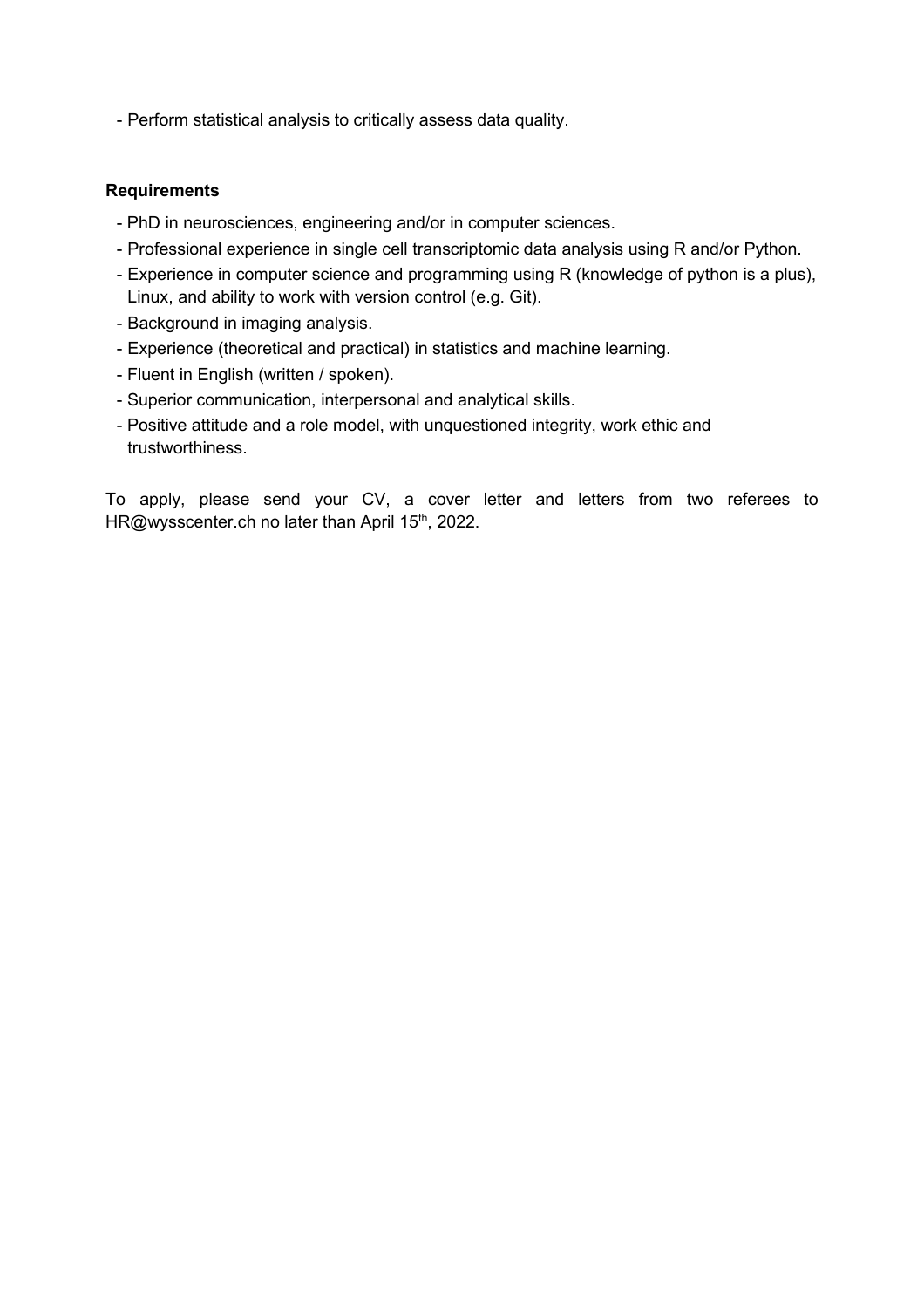- Perform statistical analysis to critically assess data quality.

**Requirements**

- PhD in neurosciences, engineering and/or in computer sciences.
- Professional experience in single cell transcriptomic data analysis using R and/or Python.
- Experience in computer science and programming using R (knowledge of python is a plus), Linux, and ability to work with version control (e.g. Git).
- Background in imaging analysis.
- Experience (theoretical and practical) in statistics and machine learning.
- Fluent in English (written / spoken).
- Superior communication, interpersonal and analytical skills.
- Positive attitude and a role model, with unquestioned integrity, work ethic and trustworthiness.

To apply, please send your CV, a cover letter and letters from two referees to HR@wysscenter.ch no later than April 15th, 2022.